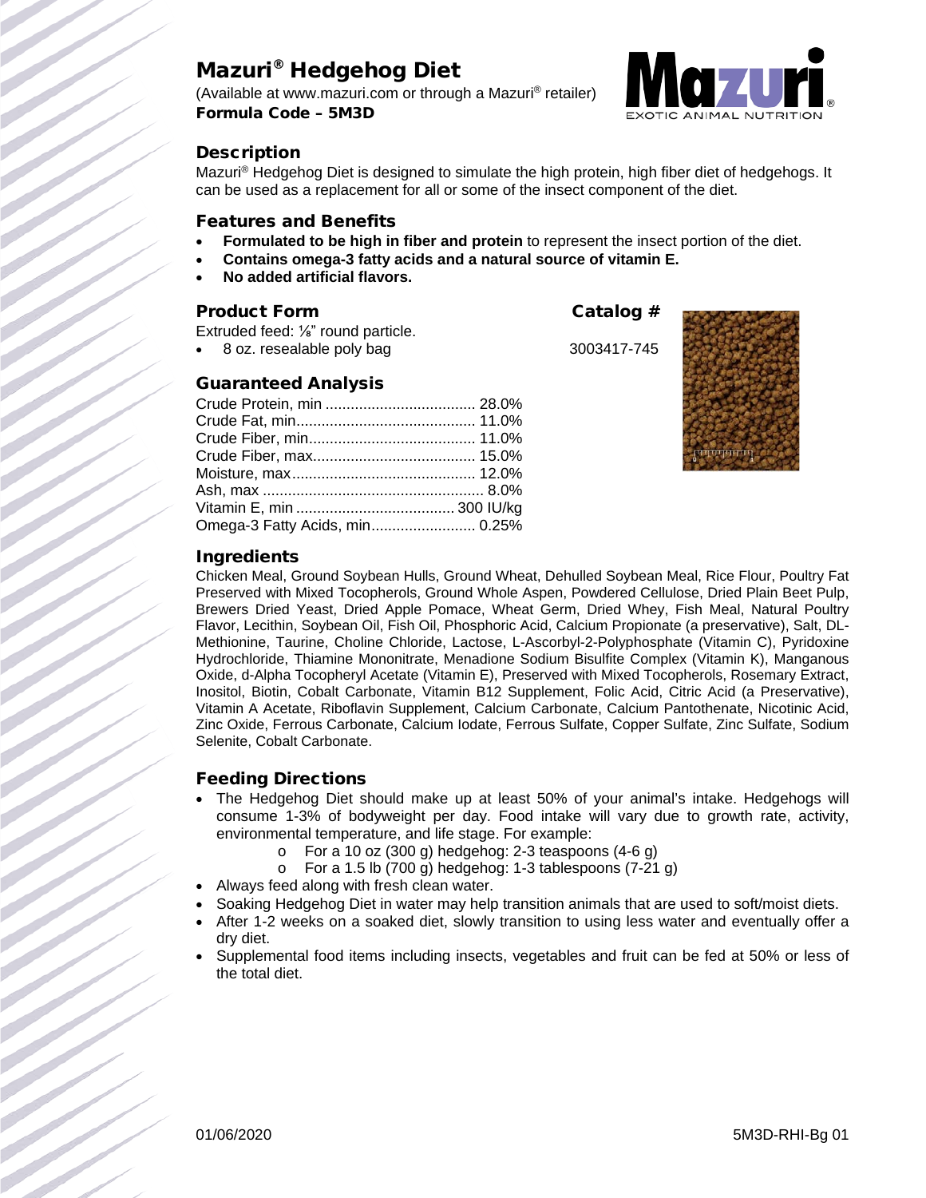# Mazuri® Hedgehog Diet

(Available at www.mazuri.com or through a Mazuri® retailer)

**Formula Code – 5M3D**

## Description

Mazuri® Hedgehog Diet is designed to simulate the high protein, high fiber diet of hedgehogs. It can be used as a replacement for all or some of the insect component of the diet.

## Features and Benefits

- **Formulated to be high in fiber and protein** to represent the insect portion of the diet.
- **Contains omega-3 fatty acids and a natural source of vitamin E.**
- **No added artificial flavors.**

## Product Form

Extruded feed: ⅛" round particle.

| Product Form | Catalog # |
|---|---|
| 8 oz. resealable poly bag | 3003417-745 |

## Guaranteed Analysis

| | |
|---|---|
| Crude Protein, min | 28.0% |
| Crude Fat, min | 11.0% |
| Crude Fiber, min | 11.0% |
| Crude Fiber, max | 15.0% |
| Moisture, max | 12.0% |
| Ash, max | 8.0% |
| Vitamin E, min | 300 IU/kg |
| Omega-3 Fatty Acids, min | 0.25% |

## Ingredients

Chicken Meal, Ground Soybean Hulls, Ground Wheat, Dehulled Soybean Meal, Rice Flour, Poultry Fat Preserved with Mixed Tocopherols, Ground Whole Aspen, Powdered Cellulose, Dried Plain Beet Pulp, Brewers Dried Yeast, Dried Apple Pomace, Wheat Germ, Dried Whey, Fish Meal, Natural Poultry Flavor, Lecithin, Soybean Oil, Fish Oil, Phosphoric Acid, Calcium Propionate (a preservative), Salt, DL-Methionine, Taurine, Choline Chloride, Lactose, L-Ascorbyl-2-Polyphosphate (Vitamin C), Pyridoxine Hydrochloride, Thiamine Mononitrate, Menadione Sodium Bisulfite Complex (Vitamin K), Manganous Oxide, d-Alpha Tocopheryl Acetate (Vitamin E), Preserved with Mixed Tocopherols, Rosemary Extract, Inositol, Biotin, Cobalt Carbonate, Vitamin B12 Supplement, Folic Acid, Citric Acid (a Preservative), Vitamin A Acetate, Riboflavin Supplement, Calcium Carbonate, Calcium Pantothenate, Nicotinic Acid, Zinc Oxide, Ferrous Carbonate, Calcium Iodate, Ferrous Sulfate, Copper Sulfate, Zinc Sulfate, Sodium Selenite, Cobalt Carbonate.

## Feeding Directions

- The Hedgehog Diet should make up at least 50% of your animal's intake. Hedgehogs will consume 1-3% of bodyweight per day. Food intake will vary due to growth rate, activity, environmental temperature, and life stage. For example:
  - For a 10 oz (300 g) hedgehog: 2-3 teaspoons (4-6 g)
  - For a 1.5 lb (700 g) hedgehog: 1-3 tablespoons (7-21 g)
- Always feed along with fresh clean water.
- Soaking Hedgehog Diet in water may help transition animals that are used to soft/moist diets.
- After 1-2 weeks on a soaked diet, slowly transition to using less water and eventually offer a dry diet.
- Supplemental food items including insects, vegetables and fruit can be fed at 50% or less of the total diet.

01/06/2020 5M3D-RHI-Bg 01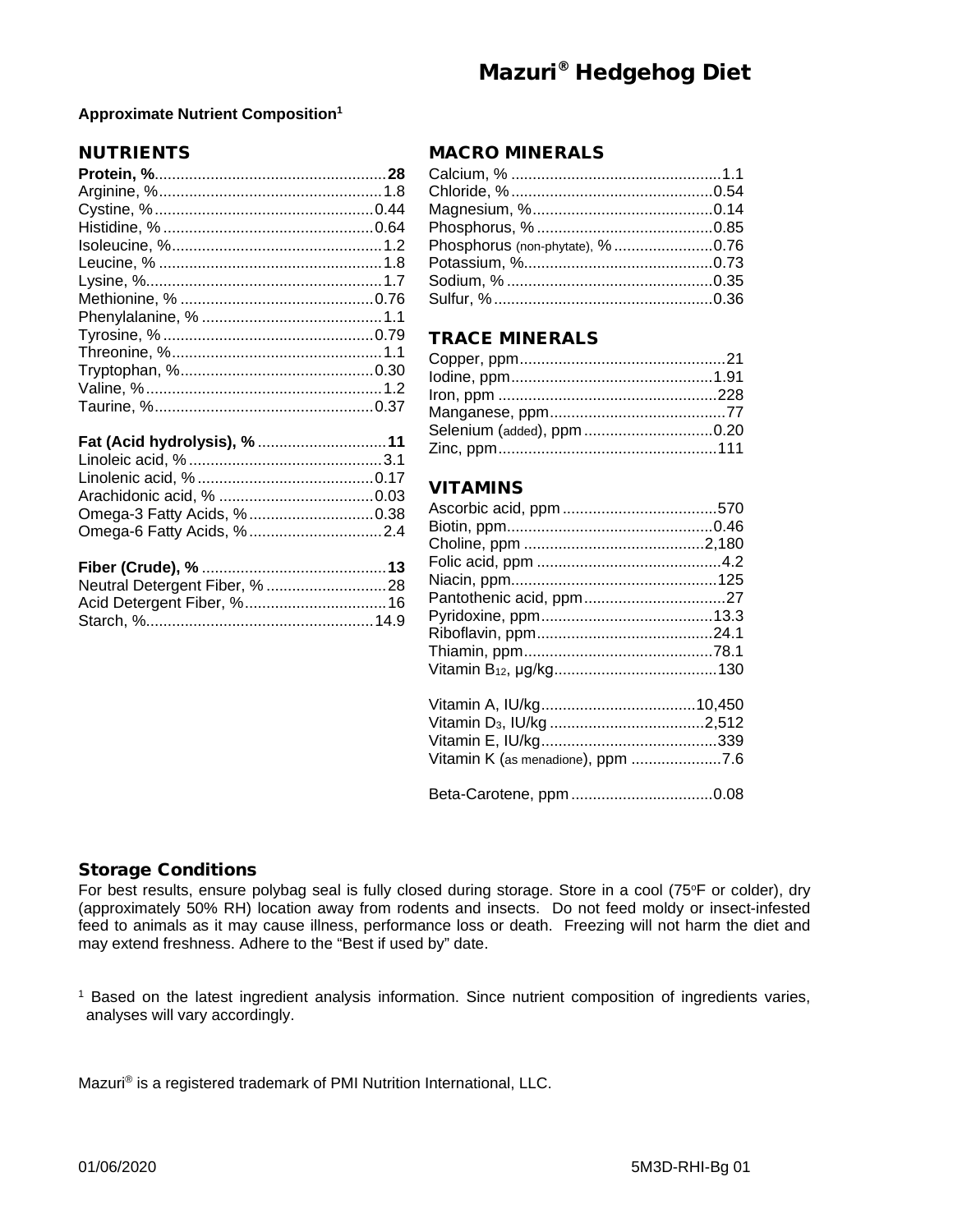# Mazuri® Hedgehog Diet

**Approximate Nutrient Composition[1]**

## NUTRIENTS

| | |
|---|---|
| **Protein, %** | **28** |
| Arginine, % | 1.8 |
| Cystine, % | 0.44 |
| Histidine, % | 0.64 |
| Isoleucine, % | 1.2 |
| Leucine, % | 1.8 |
| Lysine, % | 1.7 |
| Methionine, % | 0.76 |
| Phenylalanine, % | 1.1 |
| Tyrosine, % | 0.79 |
| Threonine, % | 1.1 |
| Tryptophan, % | 0.30 |
| Valine, % | 1.2 |
| Taurine, % | 0.37 |

| | |
|---|---|
| **Fat (Acid hydrolysis), %** | **11** |
| Linoleic acid, % | 3.1 |
| Linolenic acid, % | 0.17 |
| Arachidonic acid, % | 0.03 |
| Omega-3 Fatty Acids, % | 0.38 |
| Omega-6 Fatty Acids, % | 2.4 |

| | |
|---|---|
| **Fiber (Crude), %** | **13** |
| Neutral Detergent Fiber, % | 28 |
| Acid Detergent Fiber, % | 16 |
| Starch, % | 14.9 |

## MACRO MINERALS

| | |
|---|---|
| Calcium, % | 1.1 |
| Chloride, % | 0.54 |
| Magnesium, % | 0.14 |
| Phosphorus, % | 0.85 |
| Phosphorus (non-phytate), % | 0.76 |
| Potassium, % | 0.73 |
| Sodium, % | 0.35 |
| Sulfur, % | 0.36 |

## TRACE MINERALS

| | |
|---|---|
| Copper, ppm | 21 |
| Iodine, ppm | 1.91 |
| Iron, ppm | 228 |
| Manganese, ppm | 77 |
| Selenium (added), ppm | 0.20 |
| Zinc, ppm | 111 |

## VITAMINS

| | |
|---|---|
| Ascorbic acid, ppm | 570 |
| Biotin, ppm | 0.46 |
| Choline, ppm | 2,180 |
| Folic acid, ppm | 4.2 |
| Niacin, ppm | 125 |
| Pantothenic acid, ppm | 27 |
| Pyridoxine, ppm | 13.3 |
| Riboflavin, ppm | 24.1 |
| Thiamin, ppm | 78.1 |
| Vitamin $B_{12}$, µg/kg | 130 |
| Vitamin A, IU/kg | 10,450 |
| Vitamin $D_3$, IU/kg | 2,512 |
| Vitamin E, IU/kg | 339 |
| Vitamin K (as menadione), ppm | 7.6 |
| Beta-Carotene, ppm | 0.08 |

## Storage Conditions

For best results, ensure polybag seal is fully closed during storage. Store in a cool (75°F or colder), dry (approximately 50% RH) location away from rodents and insects. Do not feed moldy or insect-infested feed to animals as it may cause illness, performance loss or death. Freezing will not harm the diet and may extend freshness. Adhere to the "Best if used by" date.

[1] Based on the latest ingredient analysis information. Since nutrient composition of ingredients varies, analyses will vary accordingly.

Mazuri® is a registered trademark of PMI Nutrition International, LLC.

01/06/2020 5M3D-RHI-Bg 01